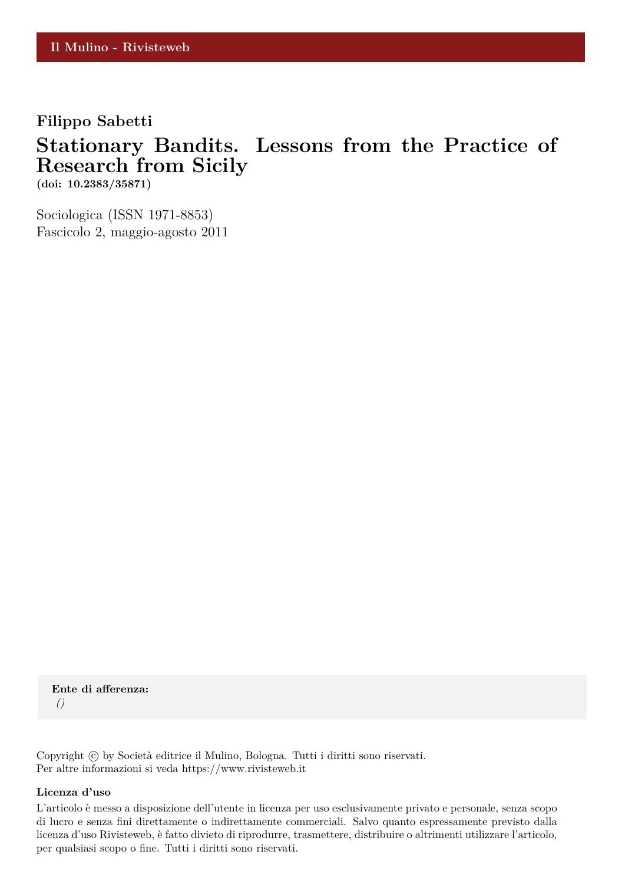Il Mulino - Rivisteweb

**Filippo Sabetti**

# Stationary Bandits. Lessons from the Practice of Research from Sicily

**(doi: 10.2383/35871)**

Sociologica (ISSN 1971-8853)
Fascicolo 2, maggio-agosto 2011

**Ente di afferenza:**
*()*

Copyright © by Società editrice il Mulino, Bologna. Tutti i diritti sono riservati.
Per altre informazioni si veda https://www.rivisteweb.it

**Licenza d'uso**

L'articolo è messo a disposizione dell'utente in licenza per uso esclusivamente privato e personale, senza scopo di lucro e senza fini direttamente o indirettamente commerciali. Salvo quanto espressamente previsto dalla licenza d'uso Rivisteweb, è fatto divieto di riprodurre, trasmettere, distribuire o altrimenti utilizzare l'articolo, per qualsiasi scopo o fine. Tutti i diritti sono riservati.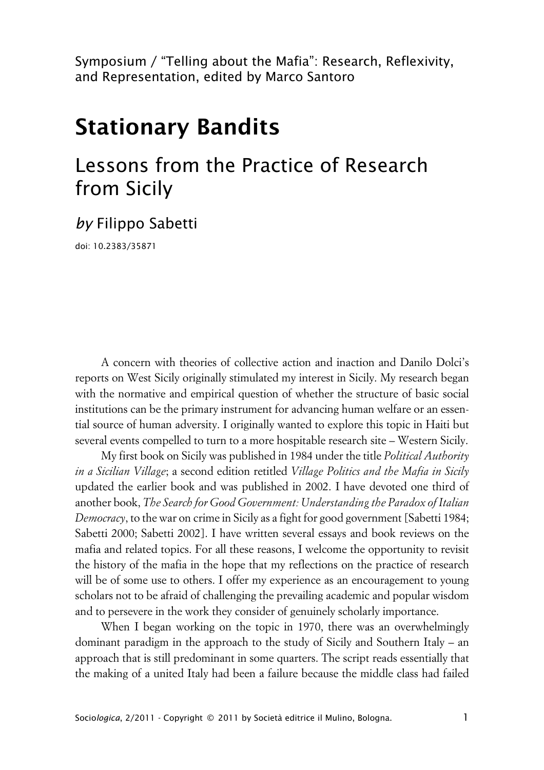Symposium / "Telling about the Mafia": Research, Reflexivity, and Representation, edited by Marco Santoro

# Stationary Bandits

## Lessons from the Practice of Research from Sicily

*by* Filippo Sabetti

doi: 10.2383/35871

A concern with theories of collective action and inaction and Danilo Dolci's reports on West Sicily originally stimulated my interest in Sicily. My research began with the normative and empirical question of whether the structure of basic social institutions can be the primary instrument for advancing human welfare or an essential source of human adversity. I originally wanted to explore this topic in Haiti but several events compelled to turn to a more hospitable research site – Western Sicily.

My first book on Sicily was published in 1984 under the title *Political Authority in a Sicilian Village*; a second edition retitled *Village Politics and the Mafia in Sicily* updated the earlier book and was published in 2002. I have devoted one third of another book, *The Search for Good Government: Understanding the Paradox of Italian Democracy*, to the war on crime in Sicily as a fight for good government [Sabetti 1984; Sabetti 2000; Sabetti 2002]. I have written several essays and book reviews on the mafia and related topics. For all these reasons, I welcome the opportunity to revisit the history of the mafia in the hope that my reflections on the practice of research will be of some use to others. I offer my experience as an encouragement to young scholars not to be afraid of challenging the prevailing academic and popular wisdom and to persevere in the work they consider of genuinely scholarly importance.

When I began working on the topic in 1970, there was an overwhelmingly dominant paradigm in the approach to the study of Sicily and Southern Italy – an approach that is still predominant in some quarters. The script reads essentially that the making of a united Italy had been a failure because the middle class had failed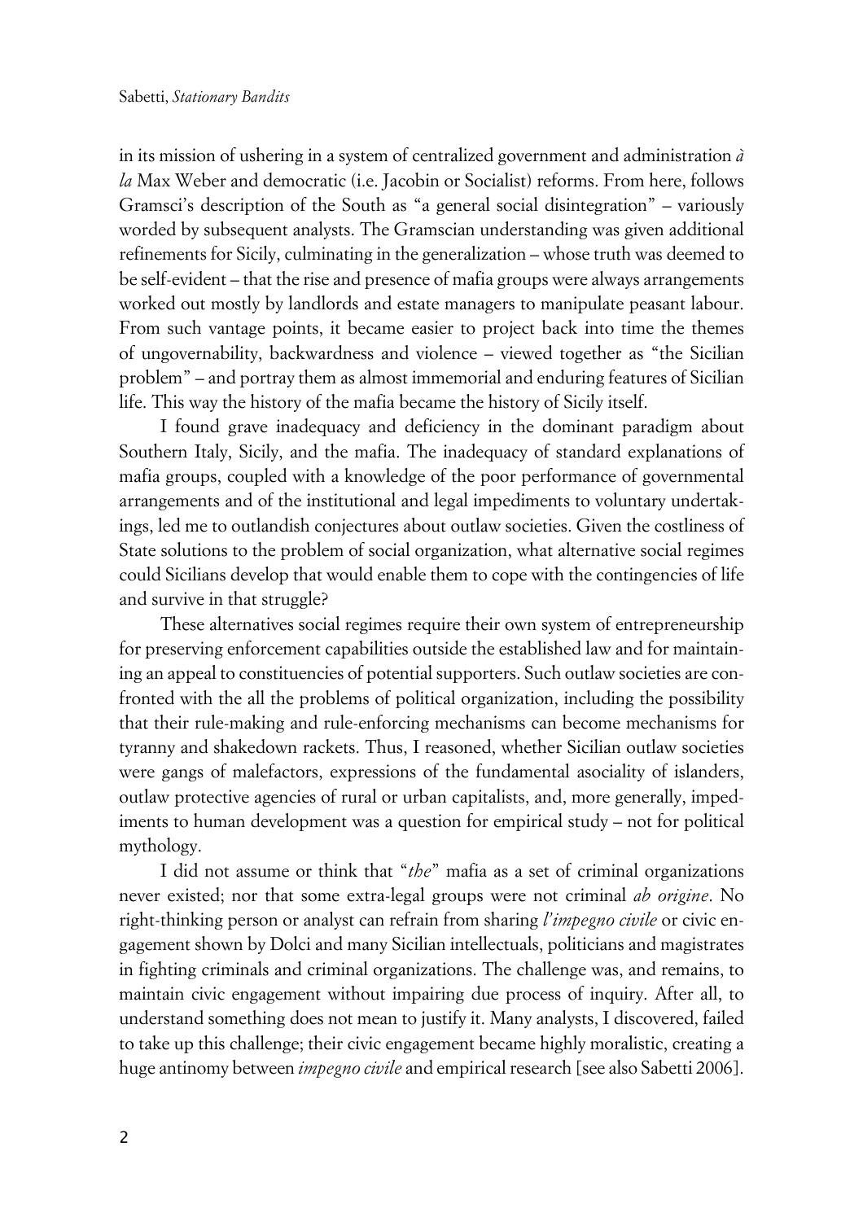in its mission of ushering in a system of centralized government and administration *à la* Max Weber and democratic (i.e. Jacobin or Socialist) reforms. From here, follows Gramsci's description of the South as "a general social disintegration" – variously worded by subsequent analysts. The Gramscian understanding was given additional refinements for Sicily, culminating in the generalization – whose truth was deemed to be self-evident – that the rise and presence of mafia groups were always arrangements worked out mostly by landlords and estate managers to manipulate peasant labour. From such vantage points, it became easier to project back into time the themes of ungovernability, backwardness and violence – viewed together as "the Sicilian problem" – and portray them as almost immemorial and enduring features of Sicilian life. This way the history of the mafia became the history of Sicily itself.

I found grave inadequacy and deficiency in the dominant paradigm about Southern Italy, Sicily, and the mafia. The inadequacy of standard explanations of mafia groups, coupled with a knowledge of the poor performance of governmental arrangements and of the institutional and legal impediments to voluntary undertakings, led me to outlandish conjectures about outlaw societies. Given the costliness of State solutions to the problem of social organization, what alternative social regimes could Sicilians develop that would enable them to cope with the contingencies of life and survive in that struggle?

These alternatives social regimes require their own system of entrepreneurship for preserving enforcement capabilities outside the established law and for maintaining an appeal to constituencies of potential supporters. Such outlaw societies are confronted with the all the problems of political organization, including the possibility that their rule-making and rule-enforcing mechanisms can become mechanisms for tyranny and shakedown rackets. Thus, I reasoned, whether Sicilian outlaw societies were gangs of malefactors, expressions of the fundamental asociality of islanders, outlaw protective agencies of rural or urban capitalists, and, more generally, impediments to human development was a question for empirical study – not for political mythology.

I did not assume or think that "*the*" mafia as a set of criminal organizations never existed; nor that some extra-legal groups were not criminal *ab origine*. No right-thinking person or analyst can refrain from sharing *l'impegno civile* or civic engagement shown by Dolci and many Sicilian intellectuals, politicians and magistrates in fighting criminals and criminal organizations. The challenge was, and remains, to maintain civic engagement without impairing due process of inquiry. After all, to understand something does not mean to justify it. Many analysts, I discovered, failed to take up this challenge; their civic engagement became highly moralistic, creating a huge antinomy between *impegno civile* and empirical research [see also Sabetti 2006].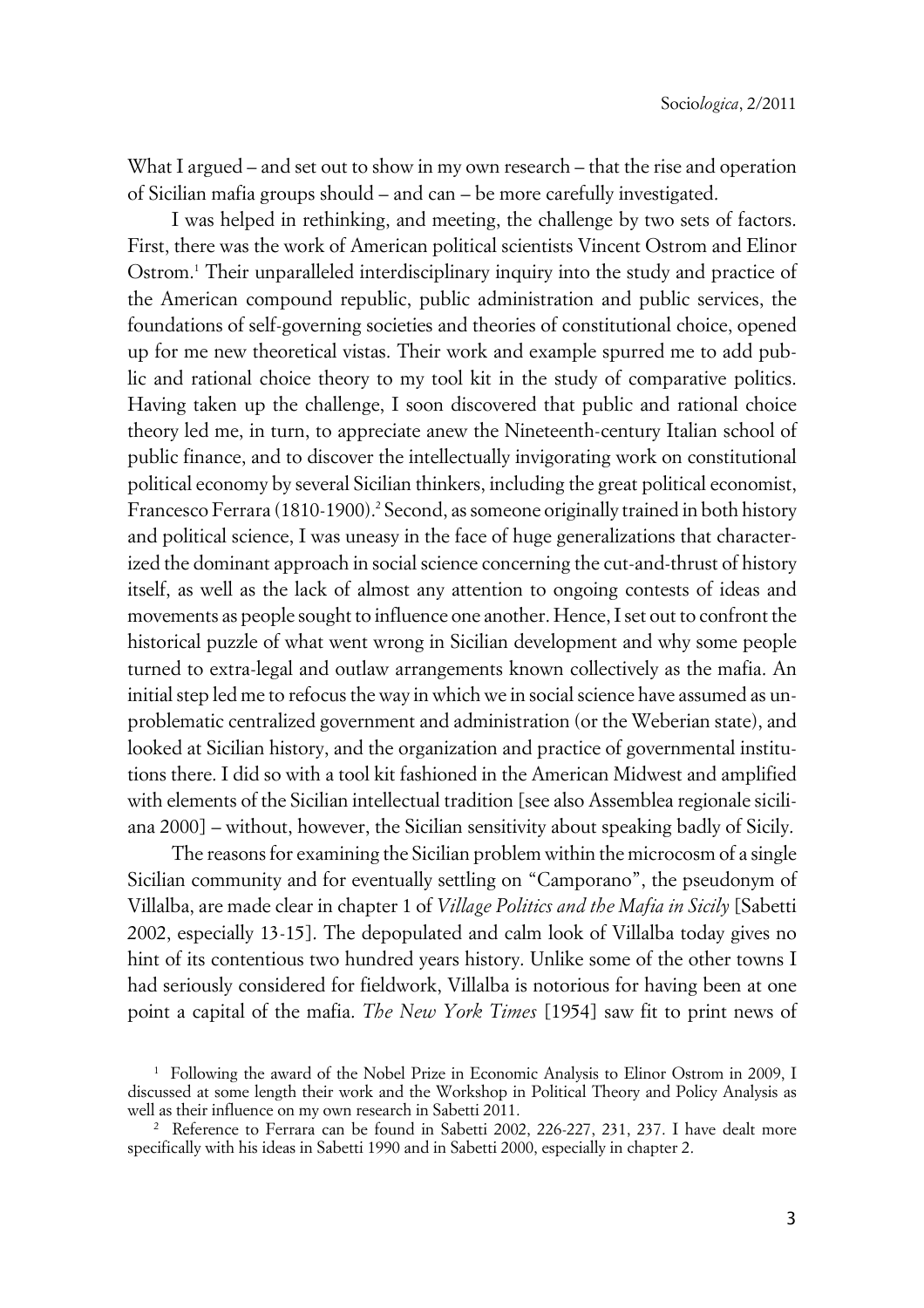What I argued – and set out to show in my own research – that the rise and operation of Sicilian mafia groups should – and can – be more carefully investigated.

I was helped in rethinking, and meeting, the challenge by two sets of factors. First, there was the work of American political scientists Vincent Ostrom and Elinor Ostrom.[1] Their unparalleled interdisciplinary inquiry into the study and practice of the American compound republic, public administration and public services, the foundations of self-governing societies and theories of constitutional choice, opened up for me new theoretical vistas. Their work and example spurred me to add public and rational choice theory to my tool kit in the study of comparative politics. Having taken up the challenge, I soon discovered that public and rational choice theory led me, in turn, to appreciate anew the Nineteenth-century Italian school of public finance, and to discover the intellectually invigorating work on constitutional political economy by several Sicilian thinkers, including the great political economist, Francesco Ferrara (1810-1900).[2] Second, as someone originally trained in both history and political science, I was uneasy in the face of huge generalizations that characterized the dominant approach in social science concerning the cut-and-thrust of history itself, as well as the lack of almost any attention to ongoing contests of ideas and movements as people sought to influence one another. Hence, I set out to confront the historical puzzle of what went wrong in Sicilian development and why some people turned to extra-legal and outlaw arrangements known collectively as the mafia. An initial step led me to refocus the way in which we in social science have assumed as unproblematic centralized government and administration (or the Weberian state), and looked at Sicilian history, and the organization and practice of governmental institutions there. I did so with a tool kit fashioned in the American Midwest and amplified with elements of the Sicilian intellectual tradition [see also Assemblea regionale siciliana 2000] – without, however, the Sicilian sensitivity about speaking badly of Sicily.

The reasons for examining the Sicilian problem within the microcosm of a single Sicilian community and for eventually settling on "Camporano", the pseudonym of Villalba, are made clear in chapter 1 of *Village Politics and the Mafia in Sicily* [Sabetti 2002, especially 13-15]. The depopulated and calm look of Villalba today gives no hint of its contentious two hundred years history. Unlike some of the other towns I had seriously considered for fieldwork, Villalba is notorious for having been at one point a capital of the mafia. *The New York Times* [1954] saw fit to print news of

[1] Following the award of the Nobel Prize in Economic Analysis to Elinor Ostrom in 2009, I discussed at some length their work and the Workshop in Political Theory and Policy Analysis as well as their influence on my own research in Sabetti 2011.

[2] Reference to Ferrara can be found in Sabetti 2002, 226-227, 231, 237. I have dealt more specifically with his ideas in Sabetti 1990 and in Sabetti 2000, especially in chapter 2.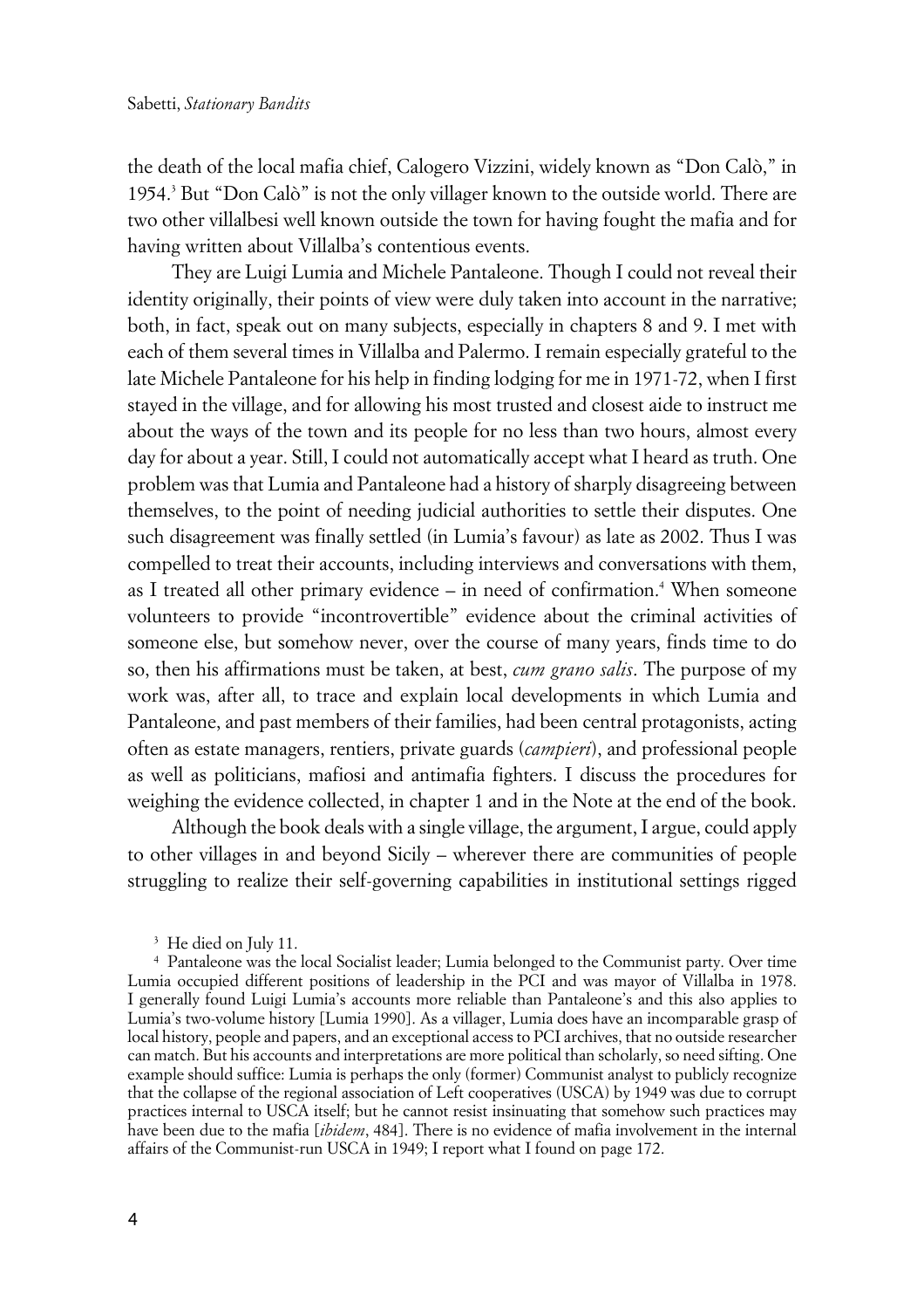the death of the local mafia chief, Calogero Vizzini, widely known as "Don Calò," in 1954.[3] But "Don Calò" is not the only villager known to the outside world. There are two other villalbesi well known outside the town for having fought the mafia and for having written about Villalba's contentious events.

They are Luigi Lumia and Michele Pantaleone. Though I could not reveal their identity originally, their points of view were duly taken into account in the narrative; both, in fact, speak out on many subjects, especially in chapters 8 and 9. I met with each of them several times in Villalba and Palermo. I remain especially grateful to the late Michele Pantaleone for his help in finding lodging for me in 1971-72, when I first stayed in the village, and for allowing his most trusted and closest aide to instruct me about the ways of the town and its people for no less than two hours, almost every day for about a year. Still, I could not automatically accept what I heard as truth. One problem was that Lumia and Pantaleone had a history of sharply disagreeing between themselves, to the point of needing judicial authorities to settle their disputes. One such disagreement was finally settled (in Lumia's favour) as late as 2002. Thus I was compelled to treat their accounts, including interviews and conversations with them, as I treated all other primary evidence – in need of confirmation.[4] When someone volunteers to provide "incontrovertible" evidence about the criminal activities of someone else, but somehow never, over the course of many years, finds time to do so, then his affirmations must be taken, at best, *cum grano salis*. The purpose of my work was, after all, to trace and explain local developments in which Lumia and Pantaleone, and past members of their families, had been central protagonists, acting often as estate managers, rentiers, private guards (*campieri*), and professional people as well as politicians, mafiosi and antimafia fighters. I discuss the procedures for weighing the evidence collected, in chapter 1 and in the Note at the end of the book.

Although the book deals with a single village, the argument, I argue, could apply to other villages in and beyond Sicily – wherever there are communities of people struggling to realize their self-governing capabilities in institutional settings rigged

[3] He died on July 11.

[4] Pantaleone was the local Socialist leader; Lumia belonged to the Communist party. Over time Lumia occupied different positions of leadership in the PCI and was mayor of Villalba in 1978. I generally found Luigi Lumia's accounts more reliable than Pantaleone's and this also applies to Lumia's two-volume history [Lumia 1990]. As a villager, Lumia does have an incomparable grasp of local history, people and papers, and an exceptional access to PCI archives, that no outside researcher can match. But his accounts and interpretations are more political than scholarly, so need sifting. One example should suffice: Lumia is perhaps the only (former) Communist analyst to publicly recognize that the collapse of the regional association of Left cooperatives (USCA) by 1949 was due to corrupt practices internal to USCA itself; but he cannot resist insinuating that somehow such practices may have been due to the mafia [*ibidem*, 484]. There is no evidence of mafia involvement in the internal affairs of the Communist-run USCA in 1949; I report what I found on page 172.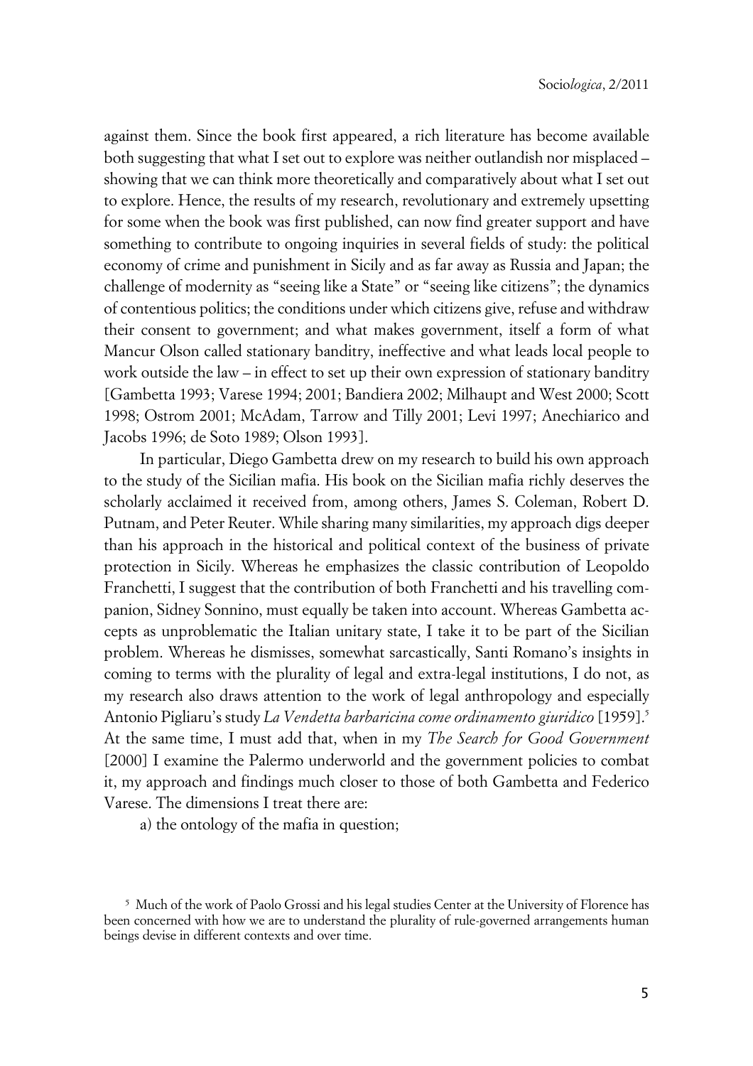against them. Since the book first appeared, a rich literature has become available both suggesting that what I set out to explore was neither outlandish nor misplaced – showing that we can think more theoretically and comparatively about what I set out to explore. Hence, the results of my research, revolutionary and extremely upsetting for some when the book was first published, can now find greater support and have something to contribute to ongoing inquiries in several fields of study: the political economy of crime and punishment in Sicily and as far away as Russia and Japan; the challenge of modernity as "seeing like a State" or "seeing like citizens"; the dynamics of contentious politics; the conditions under which citizens give, refuse and withdraw their consent to government; and what makes government, itself a form of what Mancur Olson called stationary banditry, ineffective and what leads local people to work outside the law – in effect to set up their own expression of stationary banditry [Gambetta 1993; Varese 1994; 2001; Bandiera 2002; Milhaupt and West 2000; Scott 1998; Ostrom 2001; McAdam, Tarrow and Tilly 2001; Levi 1997; Anechiarico and Jacobs 1996; de Soto 1989; Olson 1993].

In particular, Diego Gambetta drew on my research to build his own approach to the study of the Sicilian mafia. His book on the Sicilian mafia richly deserves the scholarly acclaimed it received from, among others, James S. Coleman, Robert D. Putnam, and Peter Reuter. While sharing many similarities, my approach digs deeper than his approach in the historical and political context of the business of private protection in Sicily. Whereas he emphasizes the classic contribution of Leopoldo Franchetti, I suggest that the contribution of both Franchetti and his travelling companion, Sidney Sonnino, must equally be taken into account. Whereas Gambetta accepts as unproblematic the Italian unitary state, I take it to be part of the Sicilian problem. Whereas he dismisses, somewhat sarcastically, Santi Romano's insights in coming to terms with the plurality of legal and extra-legal institutions, I do not, as my research also draws attention to the work of legal anthropology and especially Antonio Pigliaru's study *La Vendetta barbaricina come ordinamento giuridico* [1959].[5] At the same time, I must add that, when in my *The Search for Good Government* [2000] I examine the Palermo underworld and the government policies to combat it, my approach and findings much closer to those of both Gambetta and Federico Varese. The dimensions I treat there are:

a) the ontology of the mafia in question;

[5] Much of the work of Paolo Grossi and his legal studies Center at the University of Florence has been concerned with how we are to understand the plurality of rule-governed arrangements human beings devise in different contexts and over time.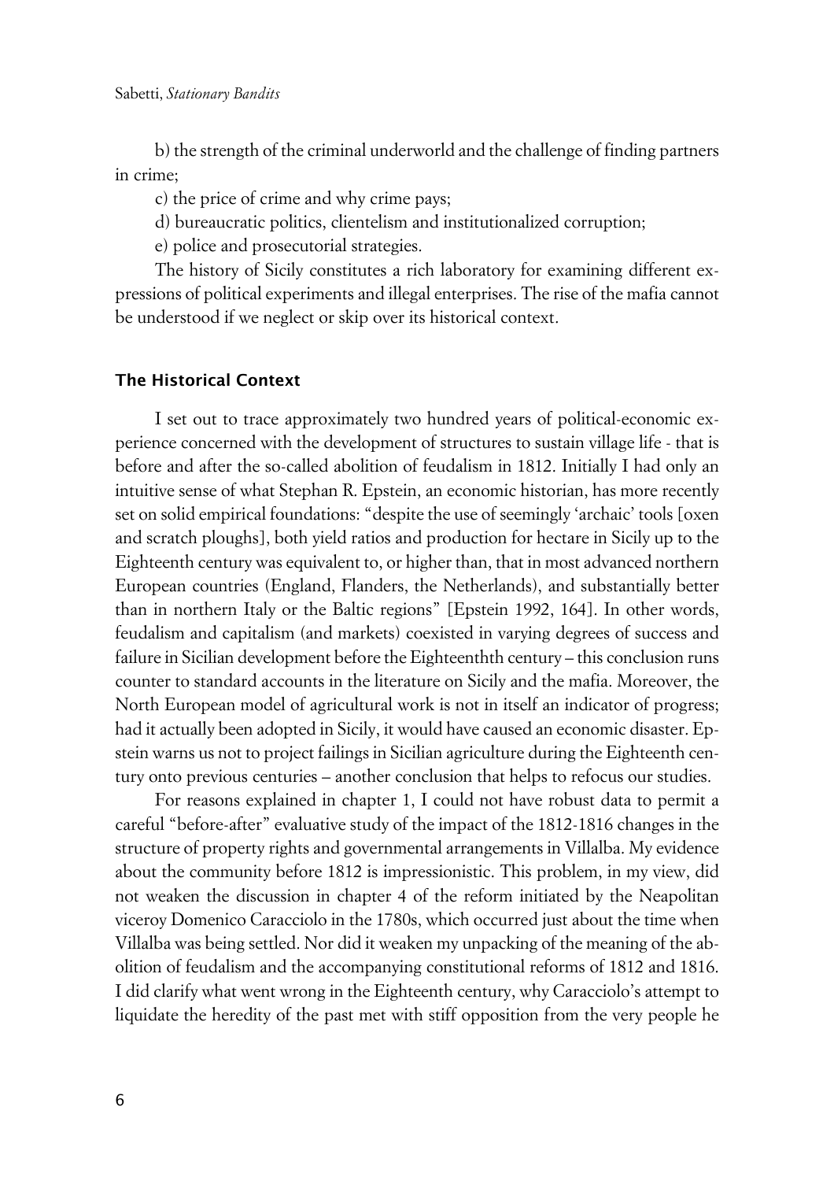b) the strength of the criminal underworld and the challenge of finding partners in crime;

c) the price of crime and why crime pays;

d) bureaucratic politics, clientelism and institutionalized corruption;

e) police and prosecutorial strategies.

The history of Sicily constitutes a rich laboratory for examining different expressions of political experiments and illegal enterprises. The rise of the mafia cannot be understood if we neglect or skip over its historical context.

### The Historical Context

I set out to trace approximately two hundred years of political-economic experience concerned with the development of structures to sustain village life - that is before and after the so-called abolition of feudalism in 1812. Initially I had only an intuitive sense of what Stephan R. Epstein, an economic historian, has more recently set on solid empirical foundations: "despite the use of seemingly 'archaic' tools [oxen and scratch ploughs], both yield ratios and production for hectare in Sicily up to the Eighteenth century was equivalent to, or higher than, that in most advanced northern European countries (England, Flanders, the Netherlands), and substantially better than in northern Italy or the Baltic regions" [Epstein 1992, 164]. In other words, feudalism and capitalism (and markets) coexisted in varying degrees of success and failure in Sicilian development before the Eighteenthth century – this conclusion runs counter to standard accounts in the literature on Sicily and the mafia. Moreover, the North European model of agricultural work is not in itself an indicator of progress; had it actually been adopted in Sicily, it would have caused an economic disaster. Epstein warns us not to project failings in Sicilian agriculture during the Eighteenth century onto previous centuries – another conclusion that helps to refocus our studies.

For reasons explained in chapter 1, I could not have robust data to permit a careful "before-after" evaluative study of the impact of the 1812-1816 changes in the structure of property rights and governmental arrangements in Villalba. My evidence about the community before 1812 is impressionistic. This problem, in my view, did not weaken the discussion in chapter 4 of the reform initiated by the Neapolitan viceroy Domenico Caracciolo in the 1780s, which occurred just about the time when Villalba was being settled. Nor did it weaken my unpacking of the meaning of the abolition of feudalism and the accompanying constitutional reforms of 1812 and 1816. I did clarify what went wrong in the Eighteenth century, why Caracciolo's attempt to liquidate the heredity of the past met with stiff opposition from the very people he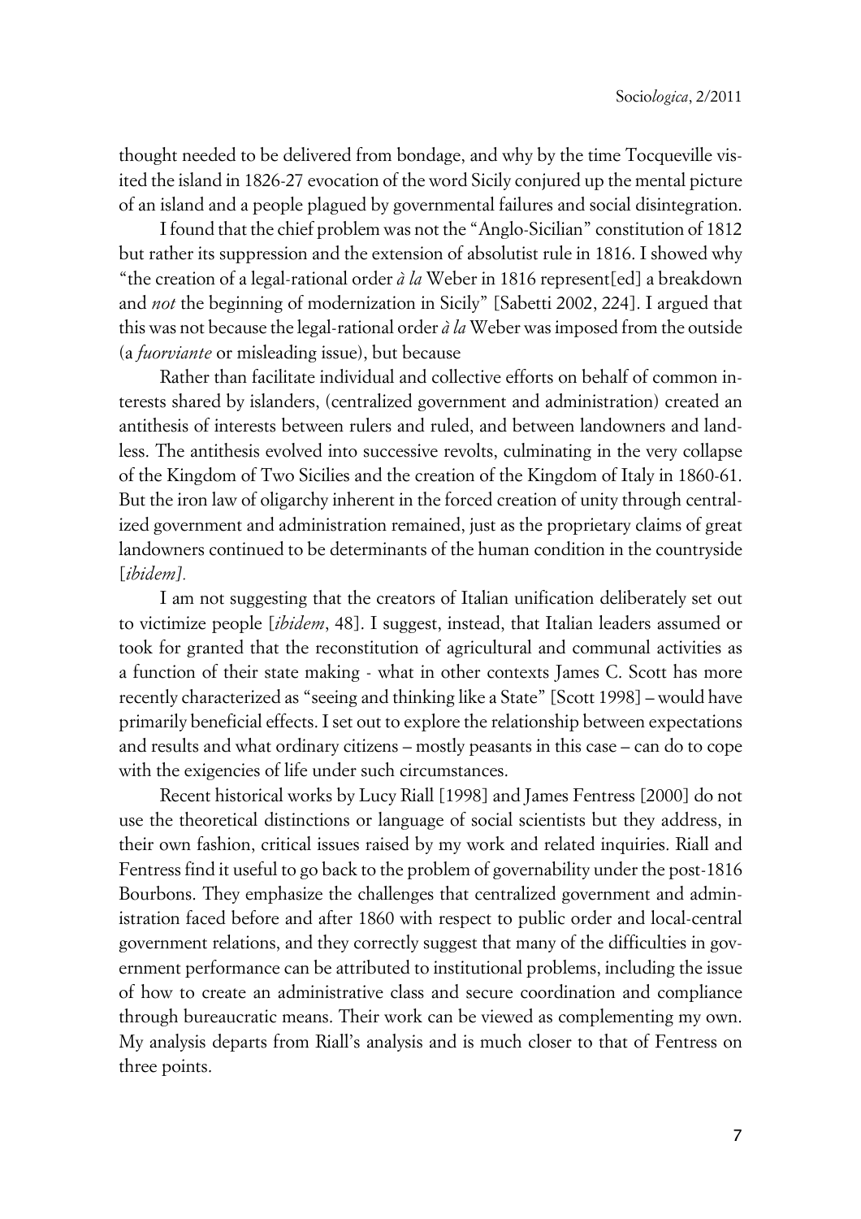thought needed to be delivered from bondage, and why by the time Tocqueville visited the island in 1826-27 evocation of the word Sicily conjured up the mental picture of an island and a people plagued by governmental failures and social disintegration.

I found that the chief problem was not the "Anglo-Sicilian" constitution of 1812 but rather its suppression and the extension of absolutist rule in 1816. I showed why "the creation of a legal-rational order *à la* Weber in 1816 represent[ed] a breakdown and *not* the beginning of modernization in Sicily" [Sabetti 2002, 224]. I argued that this was not because the legal-rational order *à la* Weber was imposed from the outside (a *fuorviante* or misleading issue), but because

> Rather than facilitate individual and collective efforts on behalf of common interests shared by islanders, (centralized government and administration) created an antithesis of interests between rulers and ruled, and between landowners and landless. The antithesis evolved into successive revolts, culminating in the very collapse of the Kingdom of Two Sicilies and the creation of the Kingdom of Italy in 1860-61. But the iron law of oligarchy inherent in the forced creation of unity through centralized government and administration remained, just as the proprietary claims of great landowners continued to be determinants of the human condition in the countryside [*ibidem*].

I am not suggesting that the creators of Italian unification deliberately set out to victimize people [*ibidem*, 48]. I suggest, instead, that Italian leaders assumed or took for granted that the reconstitution of agricultural and communal activities as a function of their state making - what in other contexts James C. Scott has more recently characterized as "seeing and thinking like a State" [Scott 1998] – would have primarily beneficial effects. I set out to explore the relationship between expectations and results and what ordinary citizens – mostly peasants in this case – can do to cope with the exigencies of life under such circumstances.

Recent historical works by Lucy Riall [1998] and James Fentress [2000] do not use the theoretical distinctions or language of social scientists but they address, in their own fashion, critical issues raised by my work and related inquiries. Riall and Fentress find it useful to go back to the problem of governability under the post-1816 Bourbons. They emphasize the challenges that centralized government and administration faced before and after 1860 with respect to public order and local-central government relations, and they correctly suggest that many of the difficulties in government performance can be attributed to institutional problems, including the issue of how to create an administrative class and secure coordination and compliance through bureaucratic means. Their work can be viewed as complementing my own. My analysis departs from Riall's analysis and is much closer to that of Fentress on three points.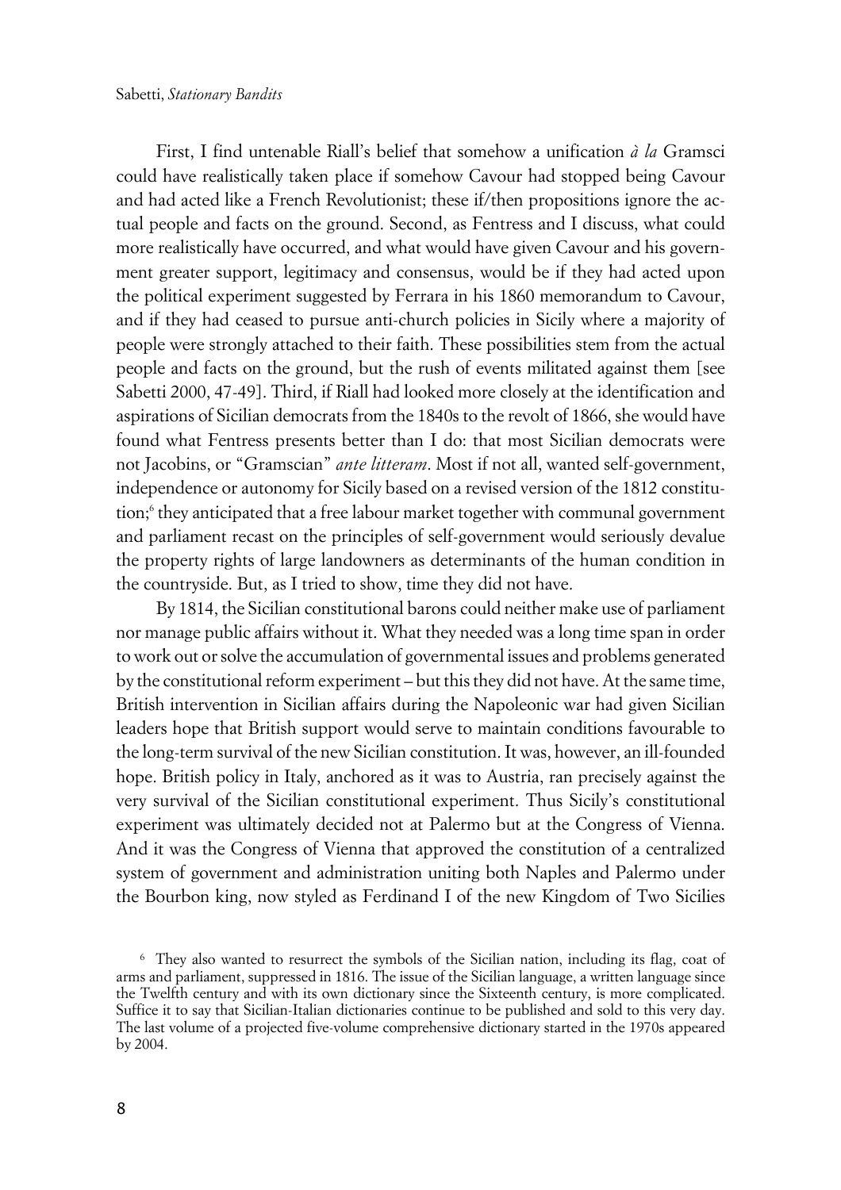First, I find untenable Riall's belief that somehow a unification *à la* Gramsci could have realistically taken place if somehow Cavour had stopped being Cavour and had acted like a French Revolutionist; these if/then propositions ignore the actual people and facts on the ground. Second, as Fentress and I discuss, what could more realistically have occurred, and what would have given Cavour and his government greater support, legitimacy and consensus, would be if they had acted upon the political experiment suggested by Ferrara in his 1860 memorandum to Cavour, and if they had ceased to pursue anti-church policies in Sicily where a majority of people were strongly attached to their faith. These possibilities stem from the actual people and facts on the ground, but the rush of events militated against them [see Sabetti 2000, 47-49]. Third, if Riall had looked more closely at the identification and aspirations of Sicilian democrats from the 1840s to the revolt of 1866, she would have found what Fentress presents better than I do: that most Sicilian democrats were not Jacobins, or "Gramscian" *ante litteram*. Most if not all, wanted self-government, independence or autonomy for Sicily based on a revised version of the 1812 constitution;[6] they anticipated that a free labour market together with communal government and parliament recast on the principles of self-government would seriously devalue the property rights of large landowners as determinants of the human condition in the countryside. But, as I tried to show, time they did not have.

By 1814, the Sicilian constitutional barons could neither make use of parliament nor manage public affairs without it. What they needed was a long time span in order to work out or solve the accumulation of governmental issues and problems generated by the constitutional reform experiment – but this they did not have. At the same time, British intervention in Sicilian affairs during the Napoleonic war had given Sicilian leaders hope that British support would serve to maintain conditions favourable to the long-term survival of the new Sicilian constitution. It was, however, an ill-founded hope. British policy in Italy, anchored as it was to Austria, ran precisely against the very survival of the Sicilian constitutional experiment. Thus Sicily's constitutional experiment was ultimately decided not at Palermo but at the Congress of Vienna. And it was the Congress of Vienna that approved the constitution of a centralized system of government and administration uniting both Naples and Palermo under the Bourbon king, now styled as Ferdinand I of the new Kingdom of Two Sicilies

[6] They also wanted to resurrect the symbols of the Sicilian nation, including its flag, coat of arms and parliament, suppressed in 1816. The issue of the Sicilian language, a written language since the Twelfth century and with its own dictionary since the Sixteenth century, is more complicated. Suffice it to say that Sicilian-Italian dictionaries continue to be published and sold to this very day. The last volume of a projected five-volume comprehensive dictionary started in the 1970s appeared by 2004.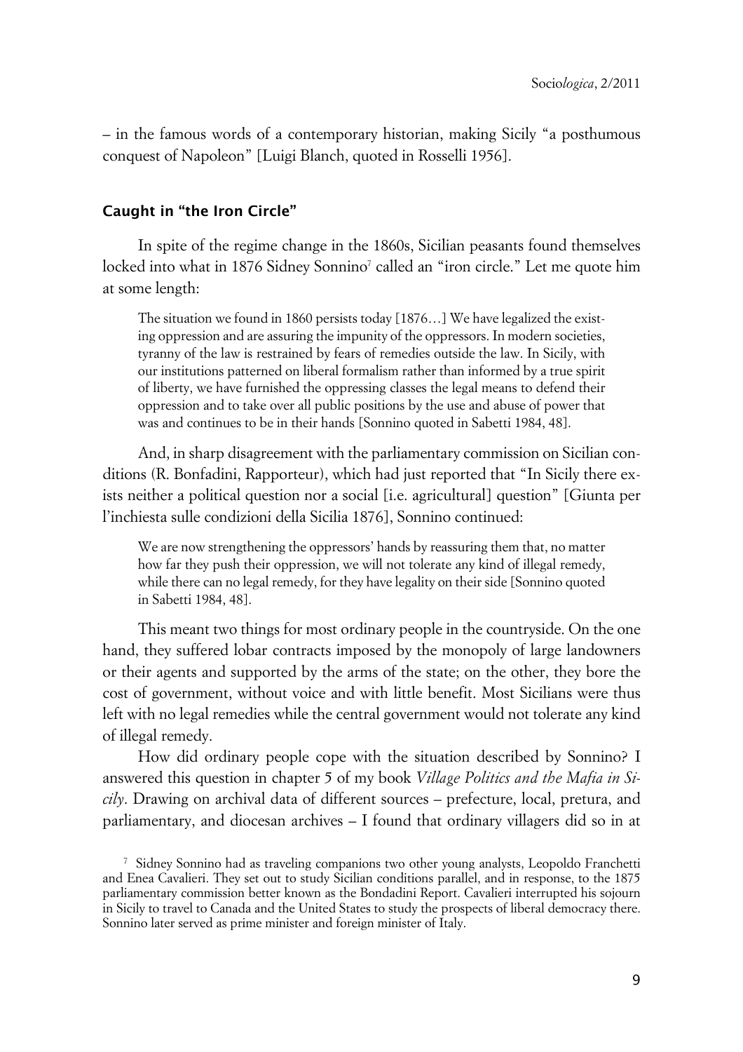– in the famous words of a contemporary historian, making Sicily "a posthumous conquest of Napoleon" [Luigi Blanch, quoted in Rosselli 1956].

### Caught in "the Iron Circle"

In spite of the regime change in the 1860s, Sicilian peasants found themselves locked into what in 1876 Sidney Sonnino[7] called an "iron circle." Let me quote him at some length:

> The situation we found in 1860 persists today [1876…] We have legalized the existing oppression and are assuring the impunity of the oppressors. In modern societies, tyranny of the law is restrained by fears of remedies outside the law. In Sicily, with our institutions patterned on liberal formalism rather than informed by a true spirit of liberty, we have furnished the oppressing classes the legal means to defend their oppression and to take over all public positions by the use and abuse of power that was and continues to be in their hands [Sonnino quoted in Sabetti 1984, 48].

And, in sharp disagreement with the parliamentary commission on Sicilian conditions (R. Bonfadini, Rapporteur), which had just reported that "In Sicily there exists neither a political question nor a social [i.e. agricultural] question" [Giunta per l'inchiesta sulle condizioni della Sicilia 1876], Sonnino continued:

> We are now strengthening the oppressors' hands by reassuring them that, no matter how far they push their oppression, we will not tolerate any kind of illegal remedy, while there can no legal remedy, for they have legality on their side [Sonnino quoted in Sabetti 1984, 48].

This meant two things for most ordinary people in the countryside. On the one hand, they suffered lobar contracts imposed by the monopoly of large landowners or their agents and supported by the arms of the state; on the other, they bore the cost of government, without voice and with little benefit. Most Sicilians were thus left with no legal remedies while the central government would not tolerate any kind of illegal remedy.

How did ordinary people cope with the situation described by Sonnino? I answered this question in chapter 5 of my book *Village Politics and the Mafia in Sicily*. Drawing on archival data of different sources – prefecture, local, pretura, and parliamentary, and diocesan archives – I found that ordinary villagers did so in at

[7] Sidney Sonnino had as traveling companions two other young analysts, Leopoldo Franchetti and Enea Cavalieri. They set out to study Sicilian conditions parallel, and in response, to the 1875 parliamentary commission better known as the Bondadini Report. Cavalieri interrupted his sojourn in Sicily to travel to Canada and the United States to study the prospects of liberal democracy there. Sonnino later served as prime minister and foreign minister of Italy.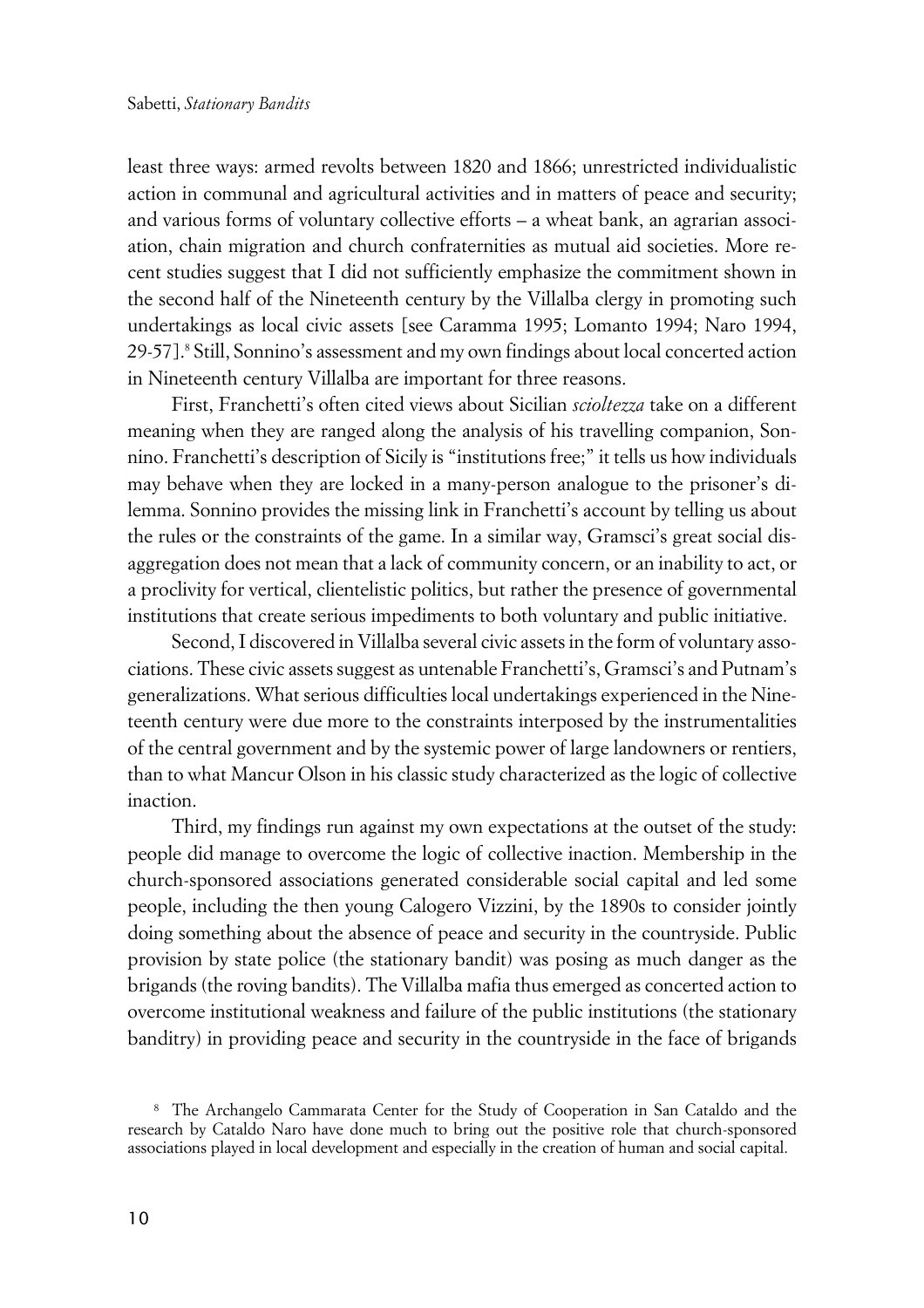least three ways: armed revolts between 1820 and 1866; unrestricted individualistic action in communal and agricultural activities and in matters of peace and security; and various forms of voluntary collective efforts – a wheat bank, an agrarian association, chain migration and church confraternities as mutual aid societies. More recent studies suggest that I did not sufficiently emphasize the commitment shown in the second half of the Nineteenth century by the Villalba clergy in promoting such undertakings as local civic assets [see Caramma 1995; Lomanto 1994; Naro 1994, 29-57].[8] Still, Sonnino's assessment and my own findings about local concerted action in Nineteenth century Villalba are important for three reasons.

First, Franchetti's often cited views about Sicilian *scioltezza* take on a different meaning when they are ranged along the analysis of his travelling companion, Sonnino. Franchetti's description of Sicily is "institutions free;" it tells us how individuals may behave when they are locked in a many-person analogue to the prisoner's dilemma. Sonnino provides the missing link in Franchetti's account by telling us about the rules or the constraints of the game. In a similar way, Gramsci's great social disaggregation does not mean that a lack of community concern, or an inability to act, or a proclivity for vertical, clientelistic politics, but rather the presence of governmental institutions that create serious impediments to both voluntary and public initiative.

Second, I discovered in Villalba several civic assets in the form of voluntary associations. These civic assets suggest as untenable Franchetti's, Gramsci's and Putnam's generalizations. What serious difficulties local undertakings experienced in the Nineteenth century were due more to the constraints interposed by the instrumentalities of the central government and by the systemic power of large landowners or rentiers, than to what Mancur Olson in his classic study characterized as the logic of collective inaction.

Third, my findings run against my own expectations at the outset of the study: people did manage to overcome the logic of collective inaction. Membership in the church-sponsored associations generated considerable social capital and led some people, including the then young Calogero Vizzini, by the 1890s to consider jointly doing something about the absence of peace and security in the countryside. Public provision by state police (the stationary bandit) was posing as much danger as the brigands (the roving bandits). The Villalba mafia thus emerged as concerted action to overcome institutional weakness and failure of the public institutions (the stationary banditry) in providing peace and security in the countryside in the face of brigands

[8] The Archangelo Cammarata Center for the Study of Cooperation in San Cataldo and the research by Cataldo Naro have done much to bring out the positive role that church-sponsored associations played in local development and especially in the creation of human and social capital.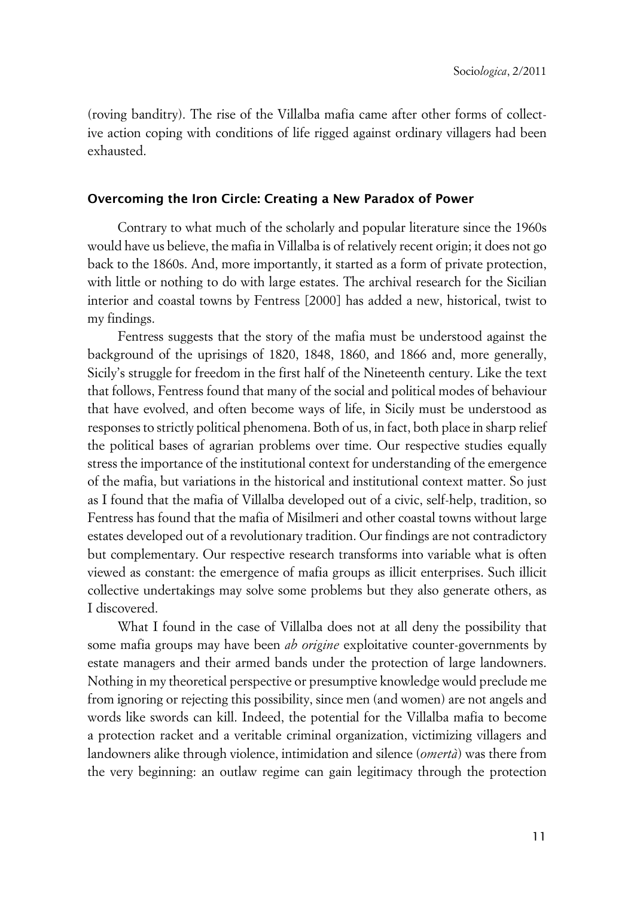(roving banditry). The rise of the Villalba mafia came after other forms of collective action coping with conditions of life rigged against ordinary villagers had been exhausted.

### Overcoming the Iron Circle: Creating a New Paradox of Power

Contrary to what much of the scholarly and popular literature since the 1960s would have us believe, the mafia in Villalba is of relatively recent origin; it does not go back to the 1860s. And, more importantly, it started as a form of private protection, with little or nothing to do with large estates. The archival research for the Sicilian interior and coastal towns by Fentress [2000] has added a new, historical, twist to my findings.

Fentress suggests that the story of the mafia must be understood against the background of the uprisings of 1820, 1848, 1860, and 1866 and, more generally, Sicily's struggle for freedom in the first half of the Nineteenth century. Like the text that follows, Fentress found that many of the social and political modes of behaviour that have evolved, and often become ways of life, in Sicily must be understood as responses to strictly political phenomena. Both of us, in fact, both place in sharp relief the political bases of agrarian problems over time. Our respective studies equally stress the importance of the institutional context for understanding of the emergence of the mafia, but variations in the historical and institutional context matter. So just as I found that the mafia of Villalba developed out of a civic, self-help, tradition, so Fentress has found that the mafia of Misilmeri and other coastal towns without large estates developed out of a revolutionary tradition. Our findings are not contradictory but complementary. Our respective research transforms into variable what is often viewed as constant: the emergence of mafia groups as illicit enterprises. Such illicit collective undertakings may solve some problems but they also generate others, as I discovered.

What I found in the case of Villalba does not at all deny the possibility that some mafia groups may have been *ab origine* exploitative counter-governments by estate managers and their armed bands under the protection of large landowners. Nothing in my theoretical perspective or presumptive knowledge would preclude me from ignoring or rejecting this possibility, since men (and women) are not angels and words like swords can kill. Indeed, the potential for the Villalba mafia to become a protection racket and a veritable criminal organization, victimizing villagers and landowners alike through violence, intimidation and silence (*omertà*) was there from the very beginning: an outlaw regime can gain legitimacy through the protection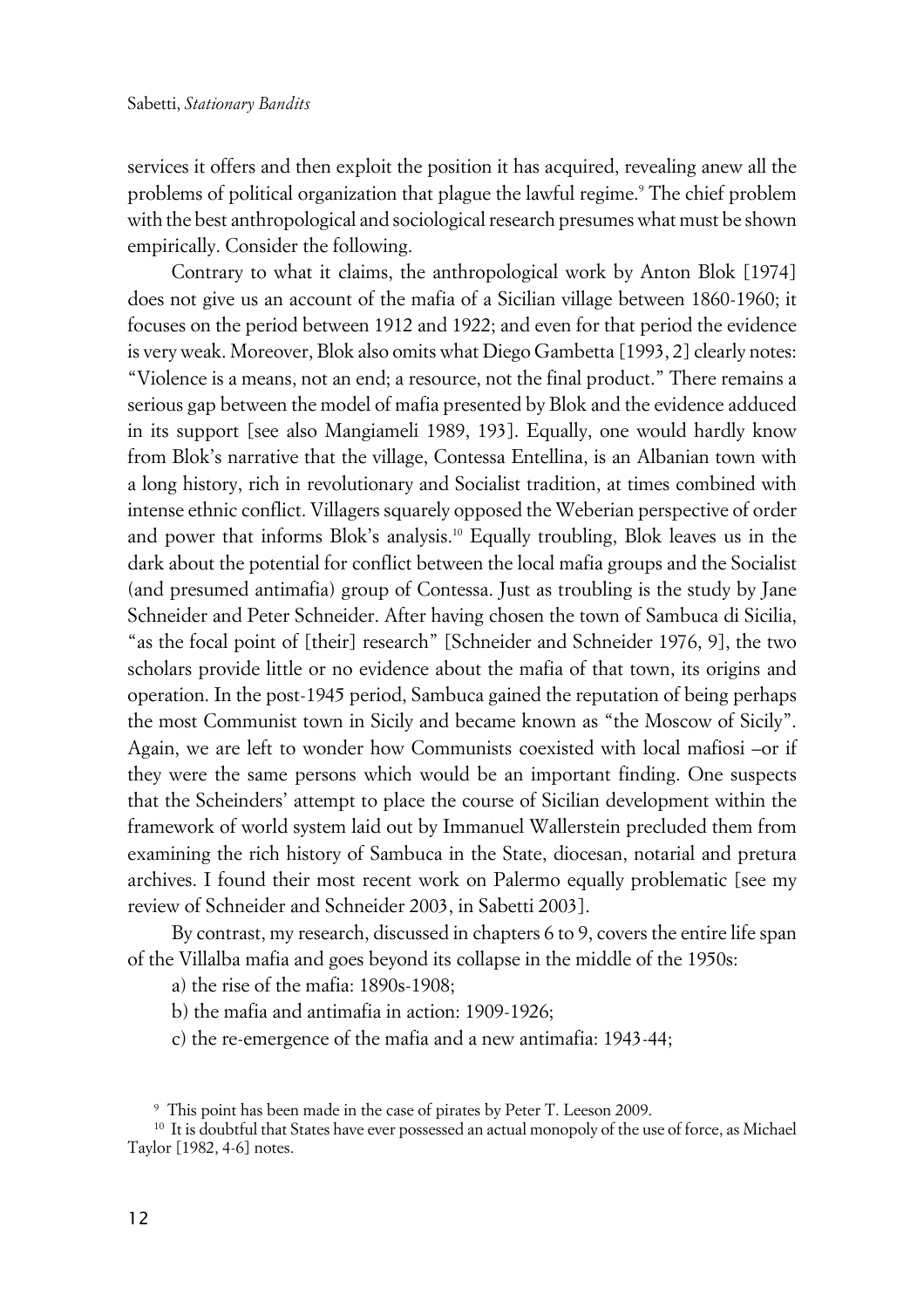services it offers and then exploit the position it has acquired, revealing anew all the problems of political organization that plague the lawful regime.[9] The chief problem with the best anthropological and sociological research presumes what must be shown empirically. Consider the following.

Contrary to what it claims, the anthropological work by Anton Blok [1974] does not give us an account of the mafia of a Sicilian village between 1860-1960; it focuses on the period between 1912 and 1922; and even for that period the evidence is very weak. Moreover, Blok also omits what Diego Gambetta [1993, 2] clearly notes: "Violence is a means, not an end; a resource, not the final product." There remains a serious gap between the model of mafia presented by Blok and the evidence adduced in its support [see also Mangiameli 1989, 193]. Equally, one would hardly know from Blok's narrative that the village, Contessa Entellina, is an Albanian town with a long history, rich in revolutionary and Socialist tradition, at times combined with intense ethnic conflict. Villagers squarely opposed the Weberian perspective of order and power that informs Blok's analysis.[10] Equally troubling, Blok leaves us in the dark about the potential for conflict between the local mafia groups and the Socialist (and presumed antimafia) group of Contessa. Just as troubling is the study by Jane Schneider and Peter Schneider. After having chosen the town of Sambuca di Sicilia, "as the focal point of [their] research" [Schneider and Schneider 1976, 9], the two scholars provide little or no evidence about the mafia of that town, its origins and operation. In the post-1945 period, Sambuca gained the reputation of being perhaps the most Communist town in Sicily and became known as "the Moscow of Sicily". Again, we are left to wonder how Communists coexisted with local mafiosi –or if they were the same persons which would be an important finding. One suspects that the Scheinders' attempt to place the course of Sicilian development within the framework of world system laid out by Immanuel Wallerstein precluded them from examining the rich history of Sambuca in the State, diocesan, notarial and pretura archives. I found their most recent work on Palermo equally problematic [see my review of Schneider and Schneider 2003, in Sabetti 2003].

By contrast, my research, discussed in chapters 6 to 9, covers the entire life span of the Villalba mafia and goes beyond its collapse in the middle of the 1950s:

a) the rise of the mafia: 1890s-1908;

b) the mafia and antimafia in action: 1909-1926;

c) the re-emergence of the mafia and a new antimafia: 1943-44;

[9] This point has been made in the case of pirates by Peter T. Leeson 2009.

[10] It is doubtful that States have ever possessed an actual monopoly of the use of force, as Michael Taylor [1982, 4-6] notes.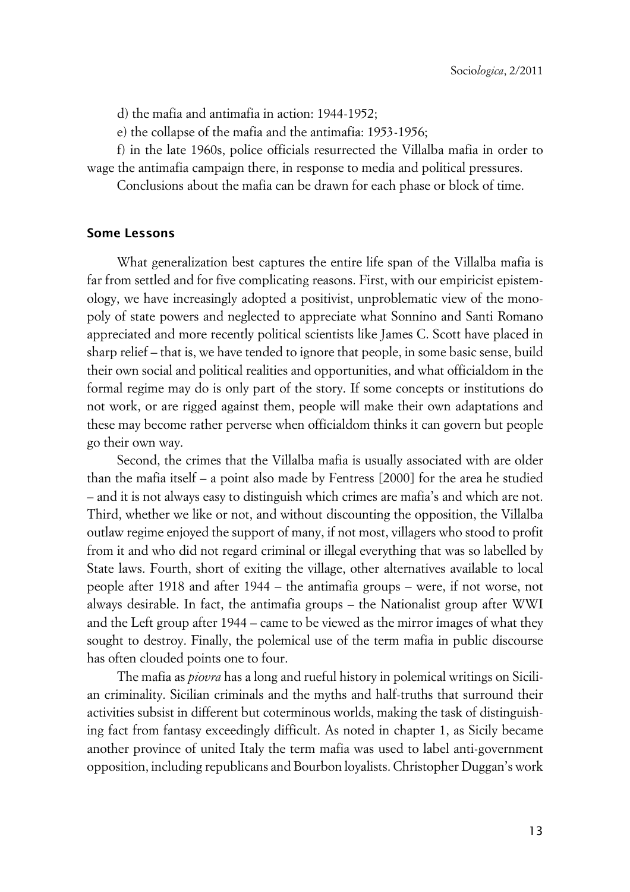d) the mafia and antimafia in action: 1944-1952;

e) the collapse of the mafia and the antimafia: 1953-1956;

f) in the late 1960s, police officials resurrected the Villalba mafia in order to wage the antimafia campaign there, in response to media and political pressures.

Conclusions about the mafia can be drawn for each phase or block of time.

## Some Lessons

What generalization best captures the entire life span of the Villalba mafia is far from settled and for five complicating reasons. First, with our empiricist epistemology, we have increasingly adopted a positivist, unproblematic view of the monopoly of state powers and neglected to appreciate what Sonnino and Santi Romano appreciated and more recently political scientists like James C. Scott have placed in sharp relief – that is, we have tended to ignore that people, in some basic sense, build their own social and political realities and opportunities, and what officialdom in the formal regime may do is only part of the story. If some concepts or institutions do not work, or are rigged against them, people will make their own adaptations and these may become rather perverse when officialdom thinks it can govern but people go their own way.

Second, the crimes that the Villalba mafia is usually associated with are older than the mafia itself – a point also made by Fentress [2000] for the area he studied – and it is not always easy to distinguish which crimes are mafia's and which are not. Third, whether we like or not, and without discounting the opposition, the Villalba outlaw regime enjoyed the support of many, if not most, villagers who stood to profit from it and who did not regard criminal or illegal everything that was so labelled by State laws. Fourth, short of exiting the village, other alternatives available to local people after 1918 and after 1944 – the antimafia groups – were, if not worse, not always desirable. In fact, the antimafia groups – the Nationalist group after WWI and the Left group after 1944 – came to be viewed as the mirror images of what they sought to destroy. Finally, the polemical use of the term mafia in public discourse has often clouded points one to four.

The mafia as *piovra* has a long and rueful history in polemical writings on Sicilian criminality. Sicilian criminals and the myths and half-truths that surround their activities subsist in different but coterminous worlds, making the task of distinguishing fact from fantasy exceedingly difficult. As noted in chapter 1, as Sicily became another province of united Italy the term mafia was used to label anti-government opposition, including republicans and Bourbon loyalists. Christopher Duggan's work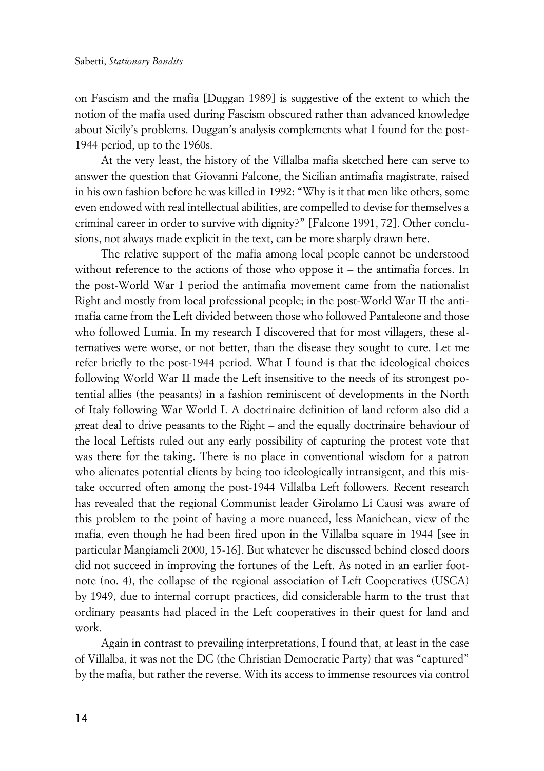on Fascism and the mafia [Duggan 1989] is suggestive of the extent to which the notion of the mafia used during Fascism obscured rather than advanced knowledge about Sicily's problems. Duggan's analysis complements what I found for the post-1944 period, up to the 1960s.

At the very least, the history of the Villalba mafia sketched here can serve to answer the question that Giovanni Falcone, the Sicilian antimafia magistrate, raised in his own fashion before he was killed in 1992: "Why is it that men like others, some even endowed with real intellectual abilities, are compelled to devise for themselves a criminal career in order to survive with dignity?" [Falcone 1991, 72]. Other conclusions, not always made explicit in the text, can be more sharply drawn here.

The relative support of the mafia among local people cannot be understood without reference to the actions of those who oppose it – the antimafia forces. In the post-World War I period the antimafia movement came from the nationalist Right and mostly from local professional people; in the post-World War II the antimafia came from the Left divided between those who followed Pantaleone and those who followed Lumia. In my research I discovered that for most villagers, these alternatives were worse, or not better, than the disease they sought to cure. Let me refer briefly to the post-1944 period. What I found is that the ideological choices following World War II made the Left insensitive to the needs of its strongest potential allies (the peasants) in a fashion reminiscent of developments in the North of Italy following War World I. A doctrinaire definition of land reform also did a great deal to drive peasants to the Right – and the equally doctrinaire behaviour of the local Leftists ruled out any early possibility of capturing the protest vote that was there for the taking. There is no place in conventional wisdom for a patron who alienates potential clients by being too ideologically intransigent, and this mistake occurred often among the post-1944 Villalba Left followers. Recent research has revealed that the regional Communist leader Girolamo Li Causi was aware of this problem to the point of having a more nuanced, less Manichean, view of the mafia, even though he had been fired upon in the Villalba square in 1944 [see in particular Mangiameli 2000, 15-16]. But whatever he discussed behind closed doors did not succeed in improving the fortunes of the Left. As noted in an earlier footnote (no. 4), the collapse of the regional association of Left Cooperatives (USCA) by 1949, due to internal corrupt practices, did considerable harm to the trust that ordinary peasants had placed in the Left cooperatives in their quest for land and work.

Again in contrast to prevailing interpretations, I found that, at least in the case of Villalba, it was not the DC (the Christian Democratic Party) that was "captured" by the mafia, but rather the reverse. With its access to immense resources via control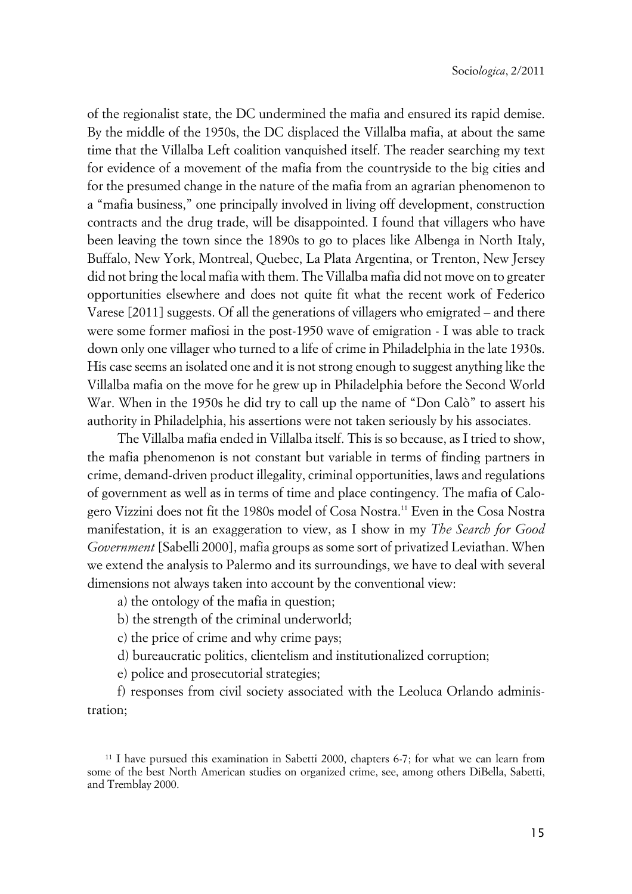of the regionalist state, the DC undermined the mafia and ensured its rapid demise. By the middle of the 1950s, the DC displaced the Villalba mafia, at about the same time that the Villalba Left coalition vanquished itself. The reader searching my text for evidence of a movement of the mafia from the countryside to the big cities and for the presumed change in the nature of the mafia from an agrarian phenomenon to a "mafia business," one principally involved in living off development, construction contracts and the drug trade, will be disappointed. I found that villagers who have been leaving the town since the 1890s to go to places like Albenga in North Italy, Buffalo, New York, Montreal, Quebec, La Plata Argentina, or Trenton, New Jersey did not bring the local mafia with them. The Villalba mafia did not move on to greater opportunities elsewhere and does not quite fit what the recent work of Federico Varese [2011] suggests. Of all the generations of villagers who emigrated – and there were some former mafiosi in the post-1950 wave of emigration - I was able to track down only one villager who turned to a life of crime in Philadelphia in the late 1930s. His case seems an isolated one and it is not strong enough to suggest anything like the Villalba mafia on the move for he grew up in Philadelphia before the Second World War. When in the 1950s he did try to call up the name of "Don Calò" to assert his authority in Philadelphia, his assertions were not taken seriously by his associates.

The Villalba mafia ended in Villalba itself. This is so because, as I tried to show, the mafia phenomenon is not constant but variable in terms of finding partners in crime, demand-driven product illegality, criminal opportunities, laws and regulations of government as well as in terms of time and place contingency. The mafia of Calogero Vizzini does not fit the 1980s model of Cosa Nostra.[11] Even in the Cosa Nostra manifestation, it is an exaggeration to view, as I show in my *The Search for Good Government* [Sabelli 2000], mafia groups as some sort of privatized Leviathan. When we extend the analysis to Palermo and its surroundings, we have to deal with several dimensions not always taken into account by the conventional view:

a) the ontology of the mafia in question;

b) the strength of the criminal underworld;

c) the price of crime and why crime pays;

d) bureaucratic politics, clientelism and institutionalized corruption;

e) police and prosecutorial strategies;

f) responses from civil society associated with the Leoluca Orlando administration;

[11] I have pursued this examination in Sabetti 2000, chapters 6-7; for what we can learn from some of the best North American studies on organized crime, see, among others DiBella, Sabetti, and Tremblay 2000.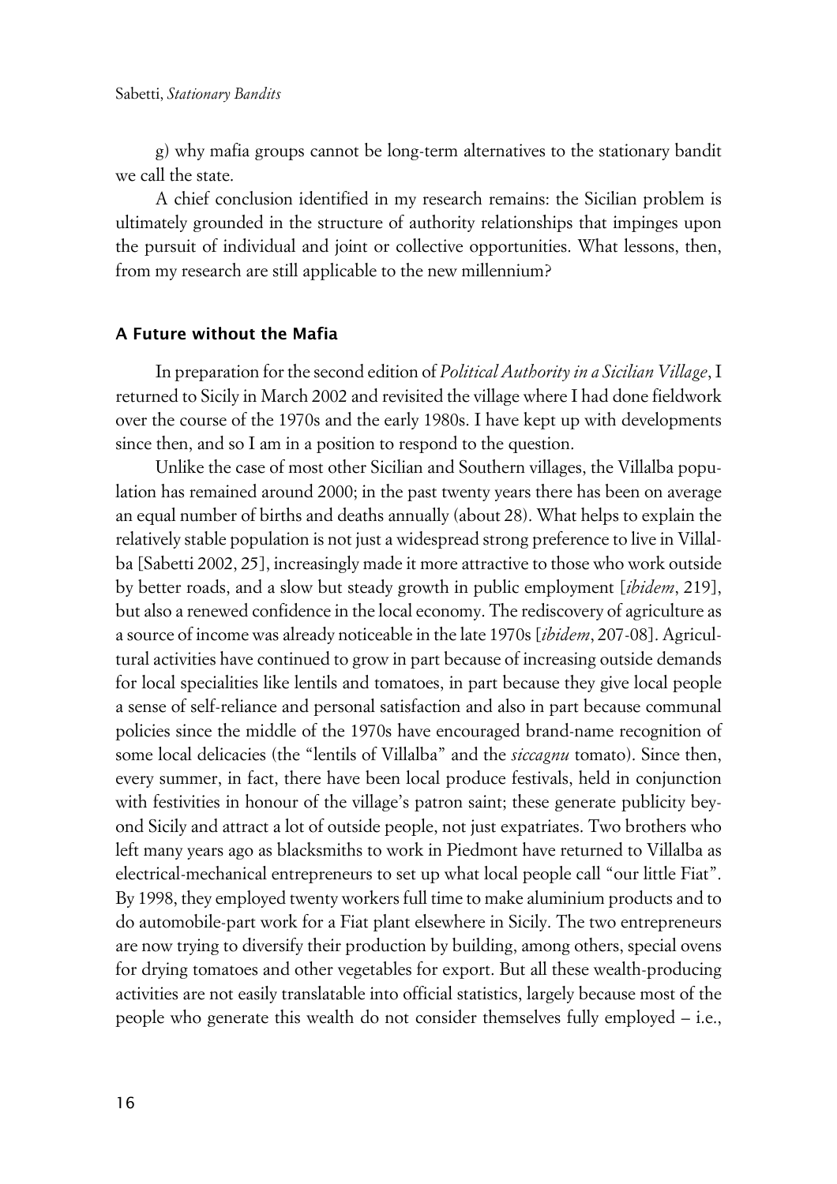g) why mafia groups cannot be long-term alternatives to the stationary bandit we call the state.

A chief conclusion identified in my research remains: the Sicilian problem is ultimately grounded in the structure of authority relationships that impinges upon the pursuit of individual and joint or collective opportunities. What lessons, then, from my research are still applicable to the new millennium?

## A Future without the Mafia

In preparation for the second edition of *Political Authority in a Sicilian Village*, I returned to Sicily in March 2002 and revisited the village where I had done fieldwork over the course of the 1970s and the early 1980s. I have kept up with developments since then, and so I am in a position to respond to the question.

Unlike the case of most other Sicilian and Southern villages, the Villalba population has remained around 2000; in the past twenty years there has been on average an equal number of births and deaths annually (about 28). What helps to explain the relatively stable population is not just a widespread strong preference to live in Villalba [Sabetti 2002, 25], increasingly made it more attractive to those who work outside by better roads, and a slow but steady growth in public employment [*ibidem*, 219], but also a renewed confidence in the local economy. The rediscovery of agriculture as a source of income was already noticeable in the late 1970s [*ibidem*, 207-08]. Agricultural activities have continued to grow in part because of increasing outside demands for local specialities like lentils and tomatoes, in part because they give local people a sense of self-reliance and personal satisfaction and also in part because communal policies since the middle of the 1970s have encouraged brand-name recognition of some local delicacies (the "lentils of Villalba" and the *siccagnu* tomato). Since then, every summer, in fact, there have been local produce festivals, held in conjunction with festivities in honour of the village's patron saint; these generate publicity beyond Sicily and attract a lot of outside people, not just expatriates. Two brothers who left many years ago as blacksmiths to work in Piedmont have returned to Villalba as electrical-mechanical entrepreneurs to set up what local people call "our little Fiat". By 1998, they employed twenty workers full time to make aluminium products and to do automobile-part work for a Fiat plant elsewhere in Sicily. The two entrepreneurs are now trying to diversify their production by building, among others, special ovens for drying tomatoes and other vegetables for export. But all these wealth-producing activities are not easily translatable into official statistics, largely because most of the people who generate this wealth do not consider themselves fully employed – i.e.,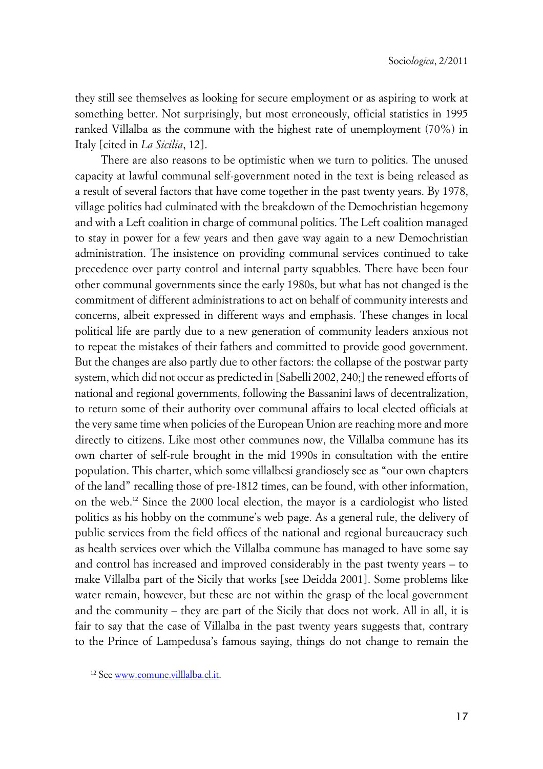they still see themselves as looking for secure employment or as aspiring to work at something better. Not surprisingly, but most erroneously, official statistics in 1995 ranked Villalba as the commune with the highest rate of unemployment (70%) in Italy [cited in *La Sicilia*, 12].

There are also reasons to be optimistic when we turn to politics. The unused capacity at lawful communal self-government noted in the text is being released as a result of several factors that have come together in the past twenty years. By 1978, village politics had culminated with the breakdown of the Demochristian hegemony and with a Left coalition in charge of communal politics. The Left coalition managed to stay in power for a few years and then gave way again to a new Demochristian administration. The insistence on providing communal services continued to take precedence over party control and internal party squabbles. There have been four other communal governments since the early 1980s, but what has not changed is the commitment of different administrations to act on behalf of community interests and concerns, albeit expressed in different ways and emphasis. These changes in local political life are partly due to a new generation of community leaders anxious not to repeat the mistakes of their fathers and committed to provide good government. But the changes are also partly due to other factors: the collapse of the postwar party system, which did not occur as predicted in [Sabelli 2002, 240;] the renewed efforts of national and regional governments, following the Bassanini laws of decentralization, to return some of their authority over communal affairs to local elected officials at the very same time when policies of the European Union are reaching more and more directly to citizens. Like most other communes now, the Villalba commune has its own charter of self-rule brought in the mid 1990s in consultation with the entire population. This charter, which some villalbesi grandiosely see as "our own chapters of the land" recalling those of pre-1812 times, can be found, with other information, on the web.[12] Since the 2000 local election, the mayor is a cardiologist who listed politics as his hobby on the commune's web page. As a general rule, the delivery of public services from the field offices of the national and regional bureaucracy such as health services over which the Villalba commune has managed to have some say and control has increased and improved considerably in the past twenty years – to make Villalba part of the Sicily that works [see Deidda 2001]. Some problems like water remain, however, but these are not within the grasp of the local government and the community – they are part of the Sicily that does not work. All in all, it is fair to say that the case of Villalba in the past twenty years suggests that, contrary to the Prince of Lampedusa's famous saying, things do not change to remain the

[12] See www.comune.villlalba.cl.it.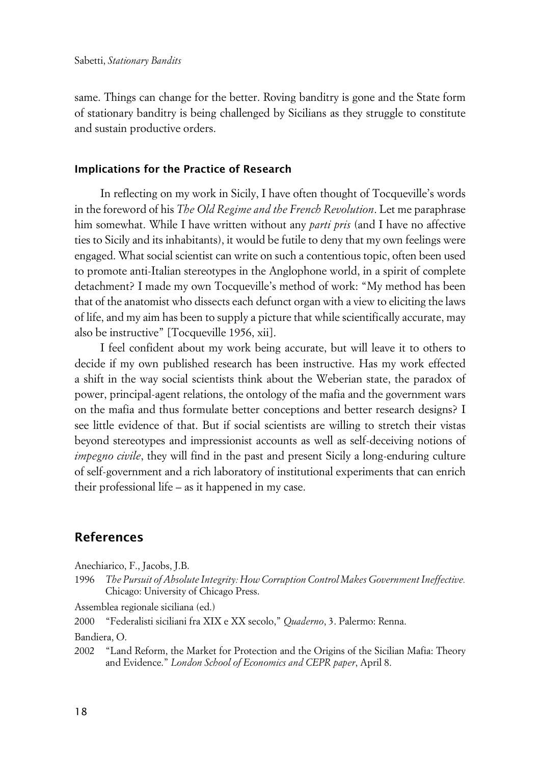same. Things can change for the better. Roving banditry is gone and the State form of stationary banditry is being challenged by Sicilians as they struggle to constitute and sustain productive orders.

### Implications for the Practice of Research

In reflecting on my work in Sicily, I have often thought of Tocqueville's words in the foreword of his *The Old Regime and the French Revolution*. Let me paraphrase him somewhat. While I have written without any *parti pris* (and I have no affective ties to Sicily and its inhabitants), it would be futile to deny that my own feelings were engaged. What social scientist can write on such a contentious topic, often been used to promote anti-Italian stereotypes in the Anglophone world, in a spirit of complete detachment? I made my own Tocqueville's method of work: "My method has been that of the anatomist who dissects each defunct organ with a view to eliciting the laws of life, and my aim has been to supply a picture that while scientifically accurate, may also be instructive" [Tocqueville 1956, xii].

I feel confident about my work being accurate, but will leave it to others to decide if my own published research has been instructive. Has my work effected a shift in the way social scientists think about the Weberian state, the paradox of power, principal-agent relations, the ontology of the mafia and the government wars on the mafia and thus formulate better conceptions and better research designs? I see little evidence of that. But if social scientists are willing to stretch their vistas beyond stereotypes and impressionist accounts as well as self-deceiving notions of *impegno civile*, they will find in the past and present Sicily a long-enduring culture of self-government and a rich laboratory of institutional experiments that can enrich their professional life – as it happened in my case.

## References

Anechiarico, F., Jacobs, J.B.

1996 *The Pursuit of Absolute Integrity: How Corruption Control Makes Government Ineffective.* Chicago: University of Chicago Press.

Assemblea regionale siciliana (ed.)

2000 "Federalisti siciliani fra XIX e XX secolo," *Quaderno*, 3. Palermo: Renna.

Bandiera, O.

2002 "Land Reform, the Market for Protection and the Origins of the Sicilian Mafia: Theory and Evidence." *London School of Economics and CEPR paper*, April 8.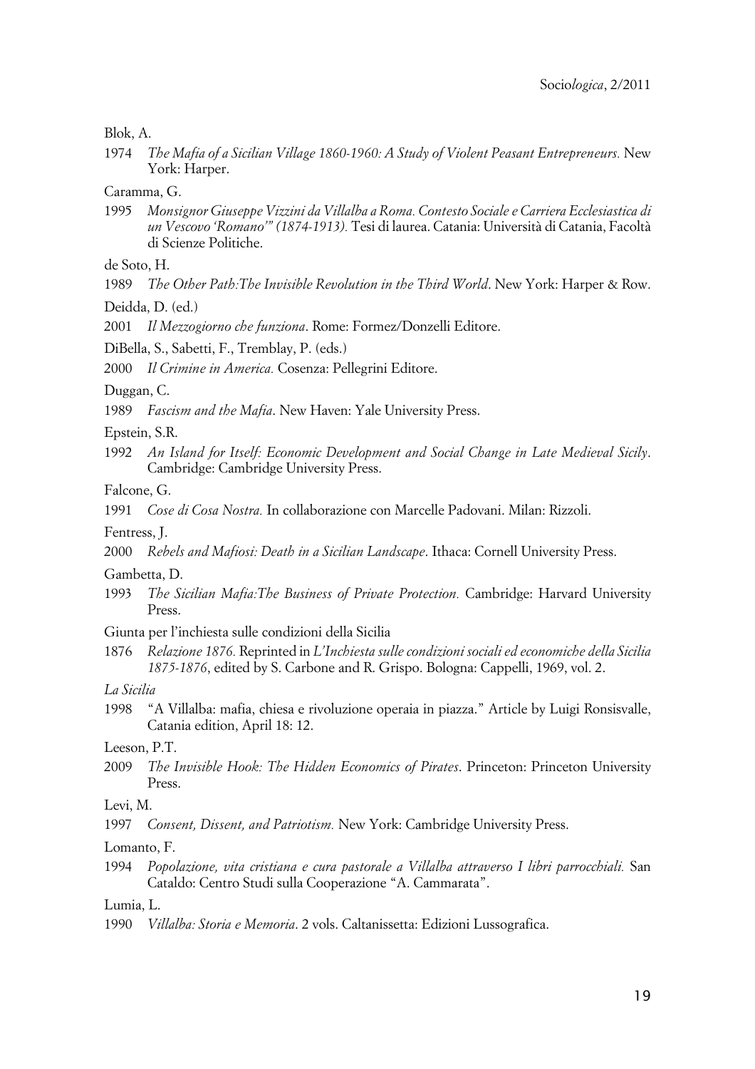Blok, A.

1974 *The Mafia of a Sicilian Village 1860-1960: A Study of Violent Peasant Entrepreneurs.* New York: Harper.

Caramma, G.

1995 *Monsignor Giuseppe Vizzini da Villalba a Roma. Contesto Sociale e Carriera Ecclesiastica di un Vescovo 'Romano'" (1874-1913).* Tesi di laurea. Catania: Università di Catania, Facoltà di Scienze Politiche.

de Soto, H.

1989 *The Other Path:The Invisible Revolution in the Third World*. New York: Harper & Row.

Deidda, D. (ed.)

2001 *Il Mezzogiorno che funziona*. Rome: Formez/Donzelli Editore.

DiBella, S., Sabetti, F., Tremblay, P. (eds.)

2000 *Il Crimine in America.* Cosenza: Pellegrini Editore.

Duggan, C.

1989 *Fascism and the Mafia*. New Haven: Yale University Press.

Epstein, S.R.

1992 *An Island for Itself: Economic Development and Social Change in Late Medieval Sicily*. Cambridge: Cambridge University Press.

Falcone, G.

1991 *Cose di Cosa Nostra.* In collaborazione con Marcelle Padovani. Milan: Rizzoli.

Fentress, J.

2000 *Rebels and Mafiosi: Death in a Sicilian Landscape*. Ithaca: Cornell University Press.

Gambetta, D.

1993 *The Sicilian Mafia:The Business of Private Protection.* Cambridge: Harvard University Press.

Giunta per l'inchiesta sulle condizioni della Sicilia

1876 *Relazione 1876.* Reprinted in *L'Inchiesta sulle condizioni sociali ed economiche della Sicilia 1875-1876*, edited by S. Carbone and R. Grispo. Bologna: Cappelli, 1969, vol. 2.

*La Sicilia*

1998 "A Villalba: mafia, chiesa e rivoluzione operaia in piazza." Article by Luigi Ronsisvalle, Catania edition, April 18: 12.

Leeson, P.T.

2009 *The Invisible Hook: The Hidden Economics of Pirates*. Princeton: Princeton University Press.

Levi, M.

1997 *Consent, Dissent, and Patriotism.* New York: Cambridge University Press.

Lomanto, F.

1994 *Popolazione, vita cristiana e cura pastorale a Villalba attraverso I libri parrocchiali.* San Cataldo: Centro Studi sulla Cooperazione "A. Cammarata".

Lumia, L.

1990 *Villalba: Storia e Memoria*. 2 vols. Caltanissetta: Edizioni Lussografica.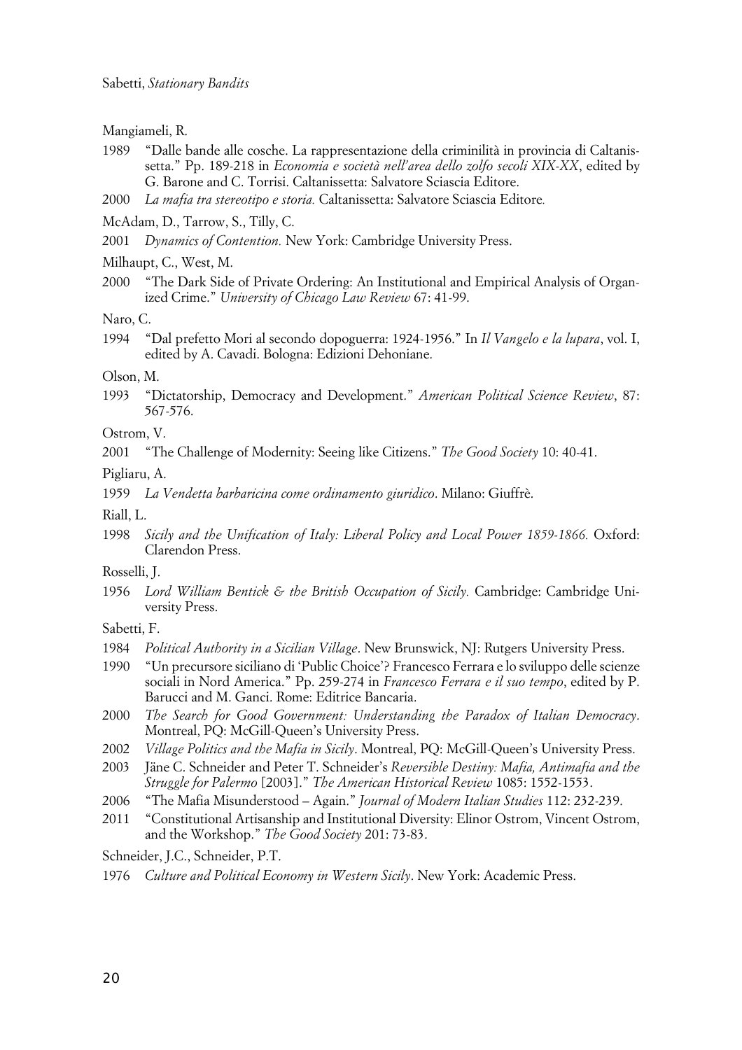Mangiameli, R.

1989 “Dalle bande alle cosche. La rappresentazione della criminilità in provincia di Caltanissetta.” Pp. 189-218 in *Economia e società nell’area dello zolfo secoli XIX-XX*, edited by G. Barone and C. Torrisi. Caltanissetta: Salvatore Sciascia Editore.

2000 *La mafia tra stereotipo e storia.* Caltanissetta: Salvatore Sciascia Editore.

McAdam, D., Tarrow, S., Tilly, C.

2001 *Dynamics of Contention.* New York: Cambridge University Press.

Milhaupt, C., West, M.

2000 “The Dark Side of Private Ordering: An Institutional and Empirical Analysis of Organized Crime.” *University of Chicago Law Review* 67: 41-99.

Naro, C.

1994 “Dal prefetto Mori al secondo dopoguerra: 1924-1956.” In *Il Vangelo e la lupara*, vol. I, edited by A. Cavadi. Bologna: Edizioni Dehoniane.

Olson, M.

1993 “Dictatorship, Democracy and Development.” *American Political Science Review*, 87: 567-576.

Ostrom, V.

2001 “The Challenge of Modernity: Seeing like Citizens.” *The Good Society* 10: 40-41.

Pigliaru, A.

1959 *La Vendetta barbaricina come ordinamento giuridico*. Milano: Giuffrè.

Riall, L.

1998 *Sicily and the Unification of Italy: Liberal Policy and Local Power 1859-1866.* Oxford: Clarendon Press.

Rosselli, J.

1956 *Lord William Bentick & the British Occupation of Sicily.* Cambridge: Cambridge University Press.

Sabetti, F.

1984 *Political Authority in a Sicilian Village*. New Brunswick, NJ: Rutgers University Press.

1990 “Un precursore siciliano di ‘Public Choice’? Francesco Ferrara e lo sviluppo delle scienze sociali in Nord America.” Pp. 259-274 in *Francesco Ferrara e il suo tempo*, edited by P. Barucci and M. Ganci. Rome: Editrice Bancaria.

2000 *The Search for Good Government: Understanding the Paradox of Italian Democracy*. Montreal, PQ: McGill-Queen’s University Press.

2002 *Village Politics and the Mafia in Sicily*. Montreal, PQ: McGill-Queen’s University Press.

2003 Jäne C. Schneider and Peter T. Schneider’s *Reversible Destiny: Mafia, Antimafia and the Struggle for Palermo* [2003].” *The American Historical Review* 1085: 1552-1553.

2006 “The Mafia Misunderstood – Again.” *Journal of Modern Italian Studies* 112: 232-239.

2011 “Constitutional Artisanship and Institutional Diversity: Elinor Ostrom, Vincent Ostrom, and the Workshop.” *The Good Society* 201: 73-83.

Schneider, J.C., Schneider, P.T.

1976 *Culture and Political Economy in Western Sicily*. New York: Academic Press.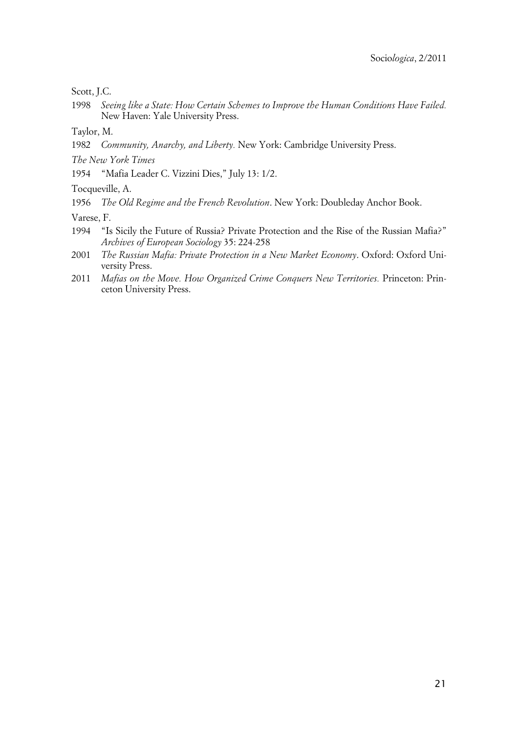Scott, J.C.

1998 *Seeing like a State: How Certain Schemes to Improve the Human Conditions Have Failed.* New Haven: Yale University Press.

Taylor, M.

1982 *Community, Anarchy, and Liberty.* New York: Cambridge University Press.

*The New York Times*

1954 "Mafia Leader C. Vizzini Dies," July 13: 1/2.

Tocqueville, A.

1956 *The Old Regime and the French Revolution*. New York: Doubleday Anchor Book.

Varese, F.

1994 "Is Sicily the Future of Russia? Private Protection and the Rise of the Russian Mafia?" *Archives of European Sociology* 35: 224-258

2001 *The Russian Mafia: Private Protection in a New Market Economy*. Oxford: Oxford University Press.

2011 *Mafias on the Move. How Organized Crime Conquers New Territories.* Princeton: Princeton University Press.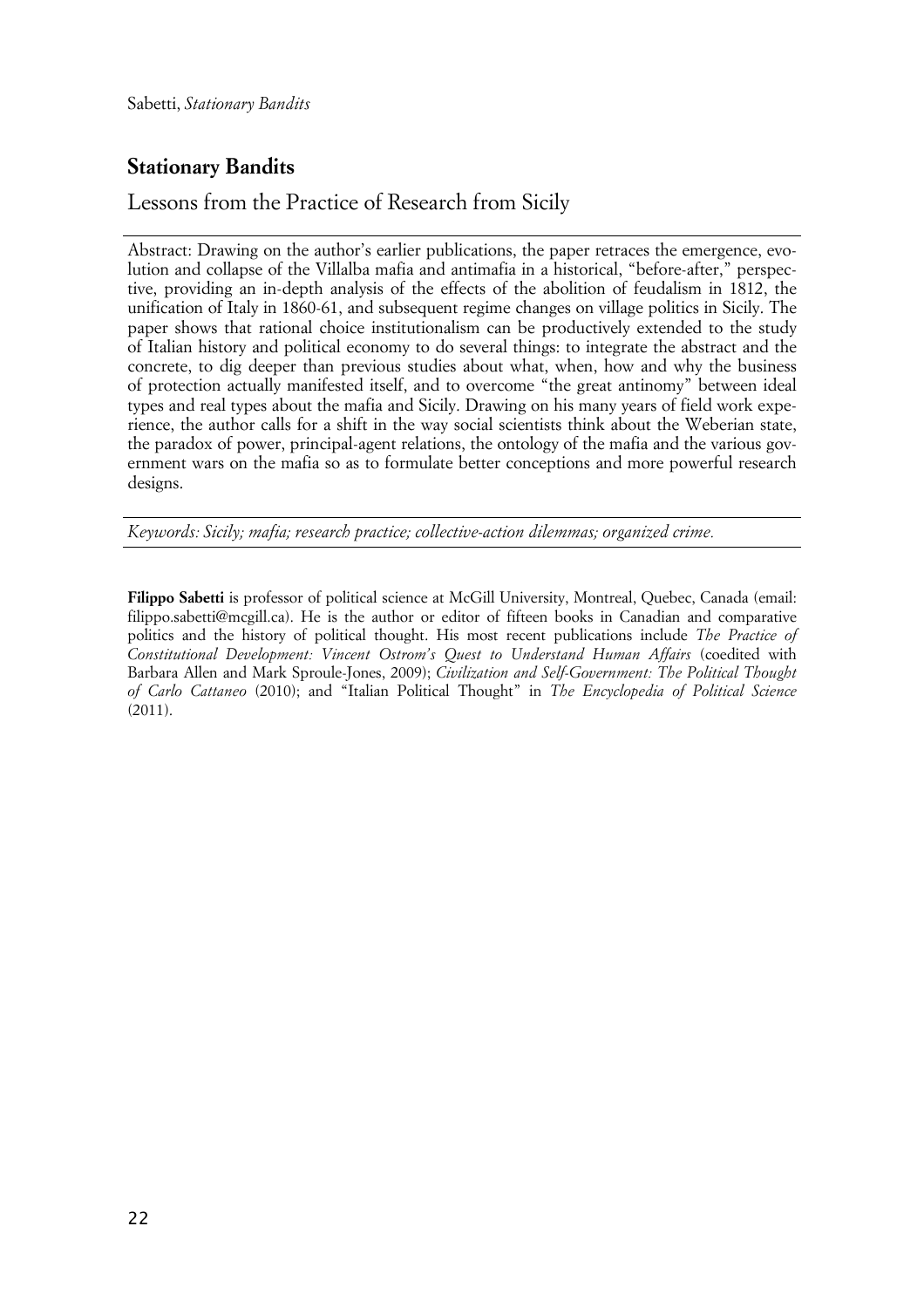## Stationary Bandits

Lessons from the Practice of Research from Sicily

Abstract: Drawing on the author's earlier publications, the paper retraces the emergence, evolution and collapse of the Villalba mafia and antimafia in a historical, "before-after," perspective, providing an in-depth analysis of the effects of the abolition of feudalism in 1812, the unification of Italy in 1860-61, and subsequent regime changes on village politics in Sicily. The paper shows that rational choice institutionalism can be productively extended to the study of Italian history and political economy to do several things: to integrate the abstract and the concrete, to dig deeper than previous studies about what, when, how and why the business of protection actually manifested itself, and to overcome "the great antinomy" between ideal types and real types about the mafia and Sicily. Drawing on his many years of field work experience, the author calls for a shift in the way social scientists think about the Weberian state, the paradox of power, principal-agent relations, the ontology of the mafia and the various government wars on the mafia so as to formulate better conceptions and more powerful research designs.

*Keywords: Sicily; mafia; research practice; collective-action dilemmas; organized crime.*

**Filippo Sabetti** is professor of political science at McGill University, Montreal, Quebec, Canada (email: filippo.sabetti@mcgill.ca). He is the author or editor of fifteen books in Canadian and comparative politics and the history of political thought. His most recent publications include *The Practice of Constitutional Development: Vincent Ostrom's Quest to Understand Human Affairs* (coedited with Barbara Allen and Mark Sproule-Jones, 2009); *Civilization and Self-Government: The Political Thought of Carlo Cattaneo* (2010); and "Italian Political Thought" in *The Encyclopedia of Political Science* (2011).